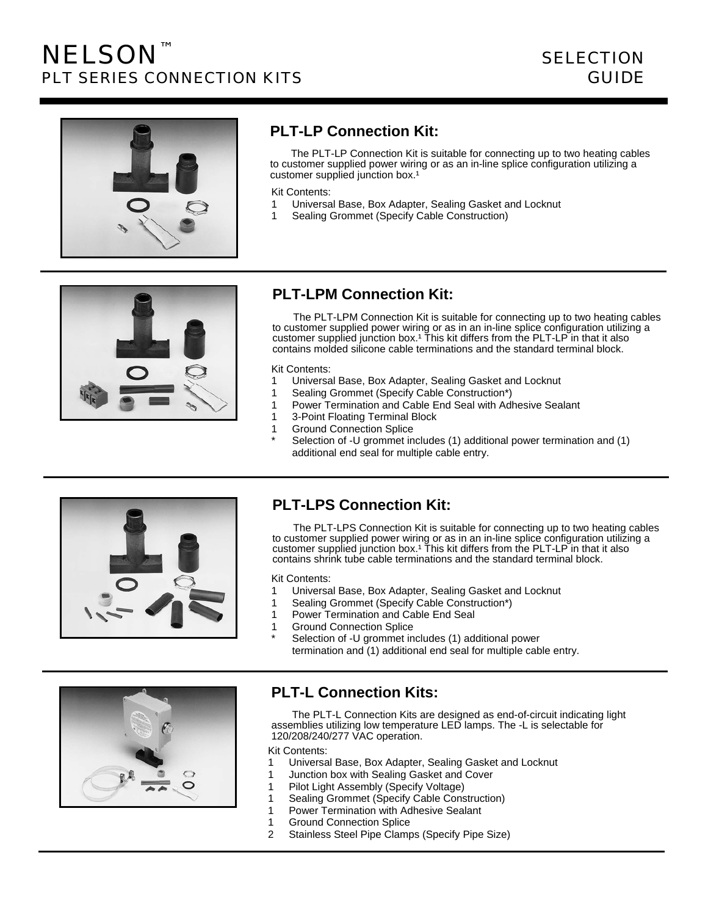# NELSON™
## PLT SERIES CONNECTION KITS

SELECTION GUIDE

## PLT-LP Connection Kit:

The PLT-LP Connection Kit is suitable for connecting up to two heating cables to customer supplied power wiring or as an in-line splice configuration utilizing a customer supplied junction box.[1]

Kit Contents:

1 Universal Base, Box Adapter, Sealing Gasket and Locknut
1 Sealing Grommet (Specify Cable Construction)

## PLT-LPM Connection Kit:

The PLT-LPM Connection Kit is suitable for connecting up to two heating cables to customer supplied power wiring or as in an in-line splice configuration utilizing a customer supplied junction box.[1] This kit differs from the PLT-LP in that it also contains molded silicone cable terminations and the standard terminal block.

Kit Contents:

1 Universal Base, Box Adapter, Sealing Gasket and Locknut
1 Sealing Grommet (Specify Cable Construction*)
1 Power Termination and Cable End Seal with Adhesive Sealant
1 3-Point Floating Terminal Block
1 Ground Connection Splice
* Selection of -U grommet includes (1) additional power termination and (1) additional end seal for multiple cable entry.

## PLT-LPS Connection Kit:

The PLT-LPS Connection Kit is suitable for connecting up to two heating cables to customer supplied power wiring or as in an in-line splice configuration utilizing a customer supplied junction box.[1] This kit differs from the PLT-LP in that it also contains shrink tube cable terminations and the standard terminal block.

Kit Contents:

1 Universal Base, Box Adapter, Sealing Gasket and Locknut
1 Sealing Grommet (Specify Cable Construction*)
1 Power Termination and Cable End Seal
1 Ground Connection Splice
* Selection of -U grommet includes (1) additional power termination and (1) additional end seal for multiple cable entry.

## PLT-L Connection Kits:

The PLT-L Connection Kits are designed as end-of-circuit indicating light assemblies utilizing low temperature LED lamps. The -L is selectable for 120/208/240/277 VAC operation.

Kit Contents:

1 Universal Base, Box Adapter, Sealing Gasket and Locknut
1 Junction box with Sealing Gasket and Cover
1 Pilot Light Assembly (Specify Voltage)
1 Sealing Grommet (Specify Cable Construction)
1 Power Termination with Adhesive Sealant
1 Ground Connection Splice
2 Stainless Steel Pipe Clamps (Specify Pipe Size)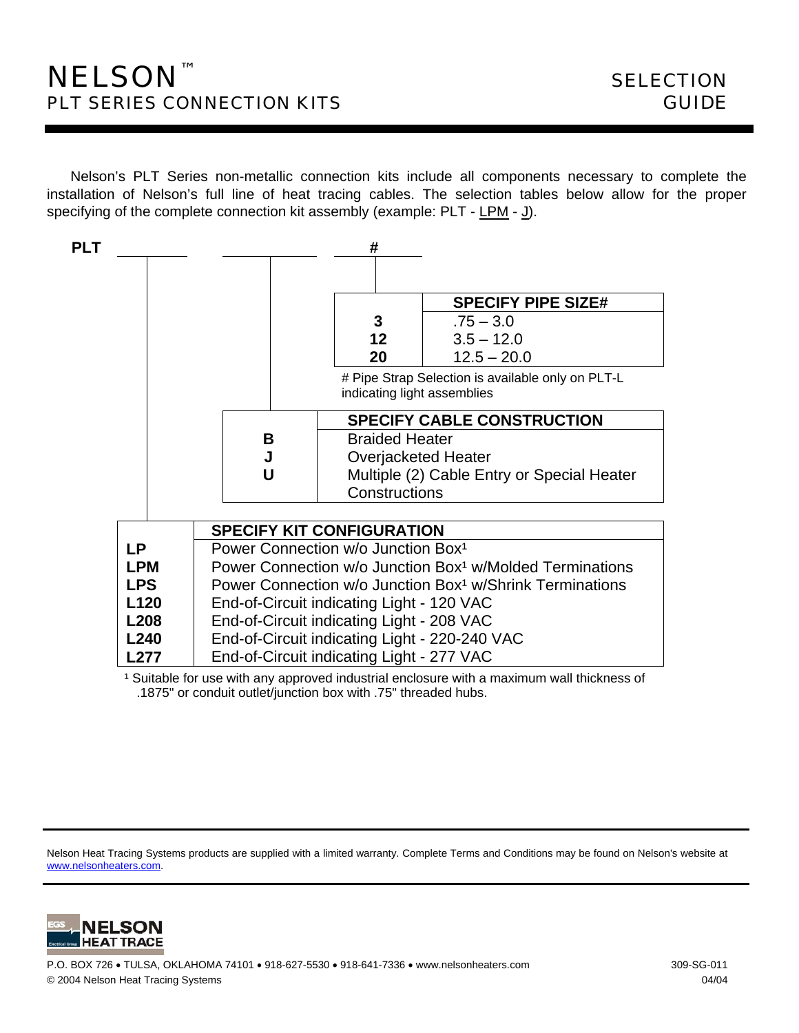# NELSON™
## PLT SERIES CONNECTION KITS

SELECTION GUIDE

Nelson's PLT Series non-metallic connection kits include all components necessary to complete the installation of Nelson's full line of heat tracing cables. The selection tables below allow for the proper specifying of the complete connection kit assembly (example: PLT - LPM - J).

PLT ______ ______ #

| | SPECIFY PIPE SIZE# |
|---|---|
| **3** | .75 – 3.0 |
| **12** | 3.5 – 12.0 |
| **20** | 12.5 – 20.0 |

# Pipe Strap Selection is available only on PLT-L indicating light assemblies

| | SPECIFY CABLE CONSTRUCTION |
|---|---|
| **B** | Braided Heater |
| **J** | Overjacketed Heater |
| **U** | Multiple (2) Cable Entry or Special Heater Constructions |

| | SPECIFY KIT CONFIGURATION |
|---|---|
| **LP** | Power Connection w/o Junction Box[1] |
| **LPM** | Power Connection w/o Junction Box[1] w/Molded Terminations |
| **LPS** | Power Connection w/o Junction Box[1] w/Shrink Terminations |
| **L120** | End-of-Circuit indicating Light - 120 VAC |
| **L208** | End-of-Circuit indicating Light - 208 VAC |
| **L240** | End-of-Circuit indicating Light - 220-240 VAC |
| **L277** | End-of-Circuit indicating Light - 277 VAC |

[1] Suitable for use with any approved industrial enclosure with a maximum wall thickness of .1875" or conduit outlet/junction box with .75" threaded hubs.

Nelson Heat Tracing Systems products are supplied with a limited warranty. Complete Terms and Conditions may be found on Nelson's website at www.nelsonheaters.com.

EGS NELSON HEAT TRACE

P.O. BOX 726 • TULSA, OKLAHOMA 74101 • 918-627-5530 • 918-641-7336 • www.nelsonheaters.com

© 2004 Nelson Heat Tracing Systems

309-SG-011
04/04